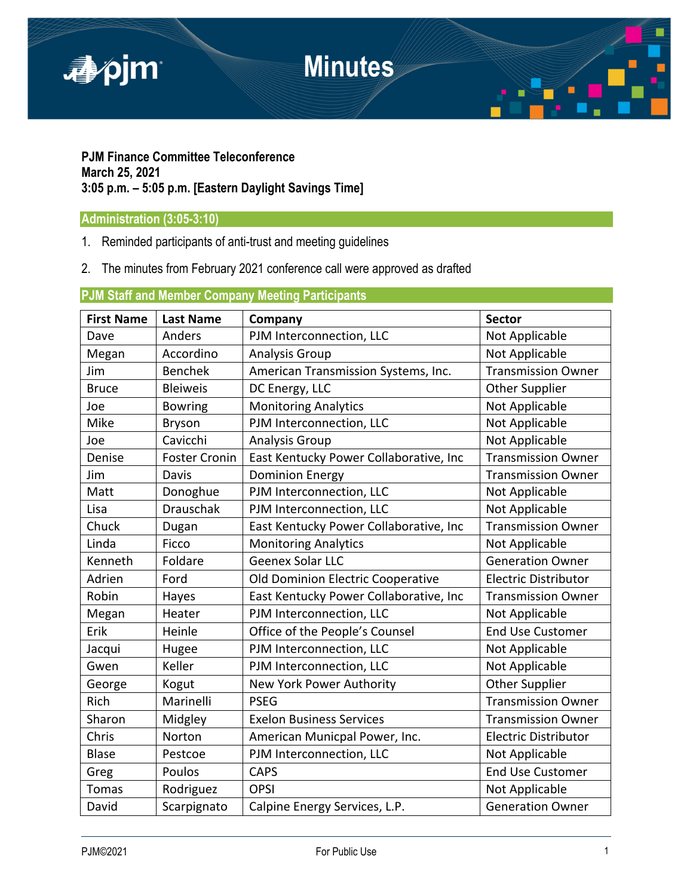# Minutes

**PJM Finance Committee Teleconference**
**March 25, 2021**
**3:05 p.m. – 5:05 p.m. [Eastern Daylight Savings Time]**

## Administration (3:05-3:10)

1. Reminded participants of anti-trust and meeting guidelines
2. The minutes from February 2021 conference call were approved as drafted

## PJM Staff and Member Company Meeting Participants

| First Name | Last Name | Company | Sector |
|---|---|---|---|
| Dave | Anders | PJM Interconnection, LLC | Not Applicable |
| Megan | Accordino | Analysis Group | Not Applicable |
| Jim | Benchek | American Transmission Systems, Inc. | Transmission Owner |
| Bruce | Bleiweis | DC Energy, LLC | Other Supplier |
| Joe | Bowring | Monitoring Analytics | Not Applicable |
| Mike | Bryson | PJM Interconnection, LLC | Not Applicable |
| Joe | Cavicchi | Analysis Group | Not Applicable |
| Denise | Foster Cronin | East Kentucky Power Collaborative, Inc | Transmission Owner |
| Jim | Davis | Dominion Energy | Transmission Owner |
| Matt | Donoghue | PJM Interconnection, LLC | Not Applicable |
| Lisa | Drauschak | PJM Interconnection, LLC | Not Applicable |
| Chuck | Dugan | East Kentucky Power Collaborative, Inc | Transmission Owner |
| Linda | Ficco | Monitoring Analytics | Not Applicable |
| Kenneth | Foldare | Geenex Solar LLC | Generation Owner |
| Adrien | Ford | Old Dominion Electric Cooperative | Electric Distributor |
| Robin | Hayes | East Kentucky Power Collaborative, Inc | Transmission Owner |
| Megan | Heater | PJM Interconnection, LLC | Not Applicable |
| Erik | Heinle | Office of the People's Counsel | End Use Customer |
| Jacqui | Hugee | PJM Interconnection, LLC | Not Applicable |
| Gwen | Keller | PJM Interconnection, LLC | Not Applicable |
| George | Kogut | New York Power Authority | Other Supplier |
| Rich | Marinelli | PSEG | Transmission Owner |
| Sharon | Midgley | Exelon Business Services | Transmission Owner |
| Chris | Norton | American Municpal Power, Inc. | Electric Distributor |
| Blase | Pestcoe | PJM Interconnection, LLC | Not Applicable |
| Greg | Poulos | CAPS | End Use Customer |
| Tomas | Rodriguez | OPSI | Not Applicable |
| David | Scarpignato | Calpine Energy Services, L.P. | Generation Owner |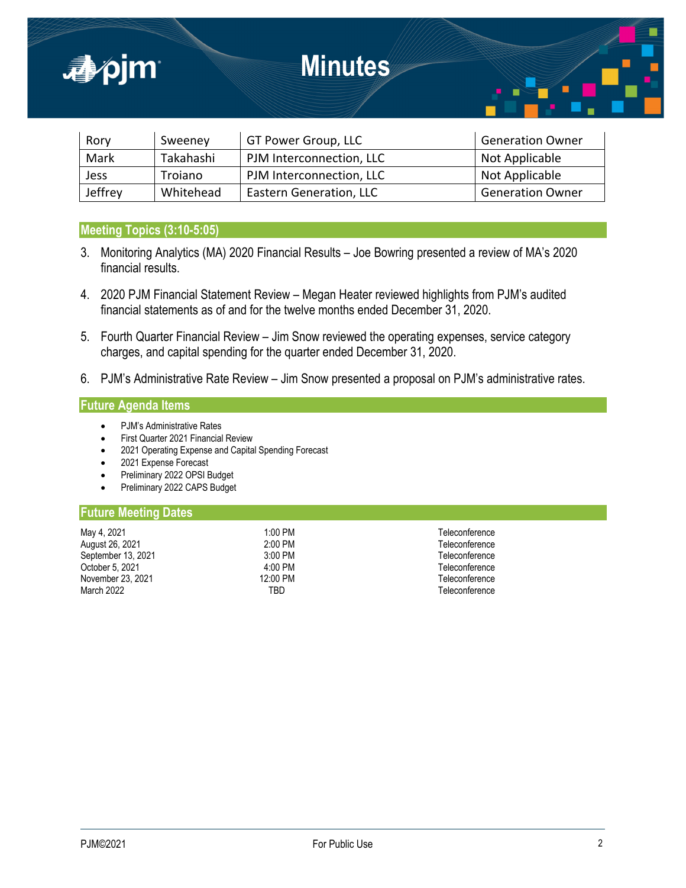| | | | |
|---|---|---|---|
| Rory | Sweeney | GT Power Group, LLC | Generation Owner |
| Mark | Takahashi | PJM Interconnection, LLC | Not Applicable |
| Jess | Troiano | PJM Interconnection, LLC | Not Applicable |
| Jeffrey | Whitehead | Eastern Generation, LLC | Generation Owner |

## Meeting Topics (3:10-5:05)

3. Monitoring Analytics (MA) 2020 Financial Results – Joe Bowring presented a review of MA's 2020 financial results.

4. 2020 PJM Financial Statement Review – Megan Heater reviewed highlights from PJM's audited financial statements as of and for the twelve months ended December 31, 2020.

5. Fourth Quarter Financial Review – Jim Snow reviewed the operating expenses, service category charges, and capital spending for the quarter ended December 31, 2020.

6. PJM's Administrative Rate Review – Jim Snow presented a proposal on PJM's administrative rates.

## Future Agenda Items

- PJM's Administrative Rates
- First Quarter 2021 Financial Review
- 2021 Operating Expense and Capital Spending Forecast
- 2021 Expense Forecast
- Preliminary 2022 OPSI Budget
- Preliminary 2022 CAPS Budget

## Future Meeting Dates

| | | |
|---|---|---|
| May 4, 2021 | 1:00 PM | Teleconference |
| August 26, 2021 | 2:00 PM | Teleconference |
| September 13, 2021 | 3:00 PM | Teleconference |
| October 5, 2021 | 4:00 PM | Teleconference |
| November 23, 2021 | 12:00 PM | Teleconference |
| March 2022 | TBD | Teleconference |